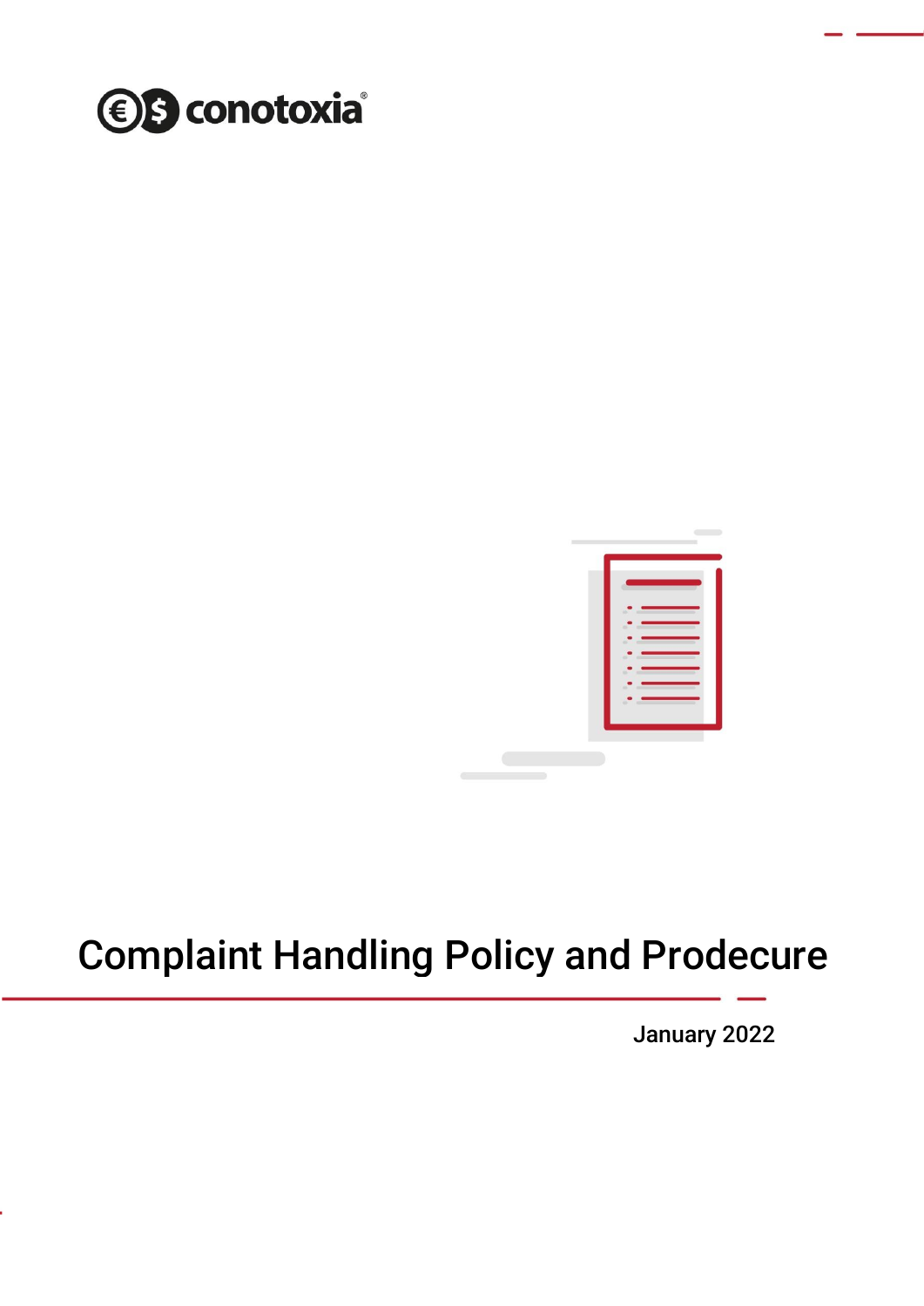conotoxia®

# Complaint Handling Policy and Prodecure

January 2022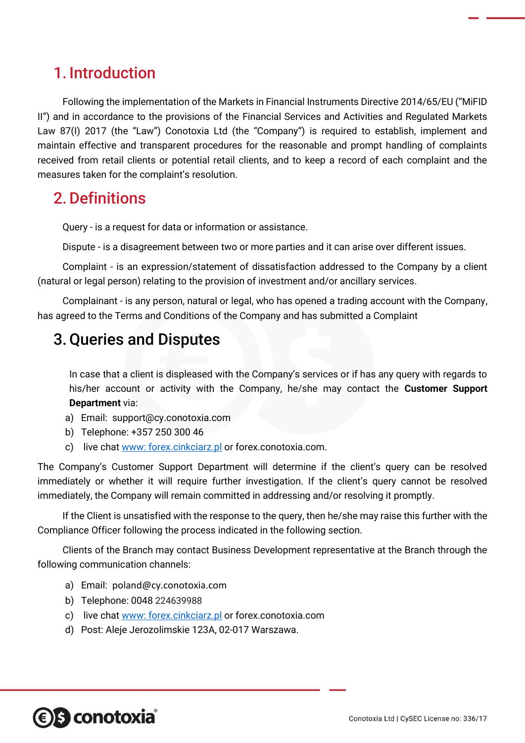## 1. Introduction

Following the implementation of the Markets in Financial Instruments Directive 2014/65/EU ("MiFID II") and in accordance to the provisions of the Financial Services and Activities and Regulated Markets Law 87(I) 2017 (the "Law") Conotoxia Ltd (the "Company") is required to establish, implement and maintain effective and transparent procedures for the reasonable and prompt handling of complaints received from retail clients or potential retail clients, and to keep a record of each complaint and the measures taken for the complaint's resolution.

## 2. Definitions

Query - is a request for data or information or assistance.

Dispute - is a disagreement between two or more parties and it can arise over different issues.

Complaint - is an expression/statement of dissatisfaction addressed to the Company by a client (natural or legal person) relating to the provision of investment and/or ancillary services.

Complainant - is any person, natural or legal, who has opened a trading account with the Company, has agreed to the Terms and Conditions of the Company and has submitted a Complaint

## 3. Queries and Disputes

In case that a client is displeased with the Company's services or if has any query with regards to his/her account or activity with the Company, he/she may contact the **Customer Support Department** via:

a) Email: support@cy.conotoxia.com
b) Telephone: +357 250 300 46
c) live chat www: forex.cinkciarz.pl or forex.conotoxia.com.

The Company's Customer Support Department will determine if the client's query can be resolved immediately or whether it will require further investigation. If the client's query cannot be resolved immediately, the Company will remain committed in addressing and/or resolving it promptly.

If the Client is unsatisfied with the response to the query, then he/she may raise this further with the Compliance Officer following the process indicated in the following section.

Clients of the Branch may contact Business Development representative at the Branch through the following communication channels:

a) Email: poland@cy.conotoxia.com
b) Telephone: 0048 224639988
c) live chat www: forex.cinkciarz.pl or forex.conotoxia.com
d) Post: Aleje Jerozolimskie 123A, 02-017 Warszawa.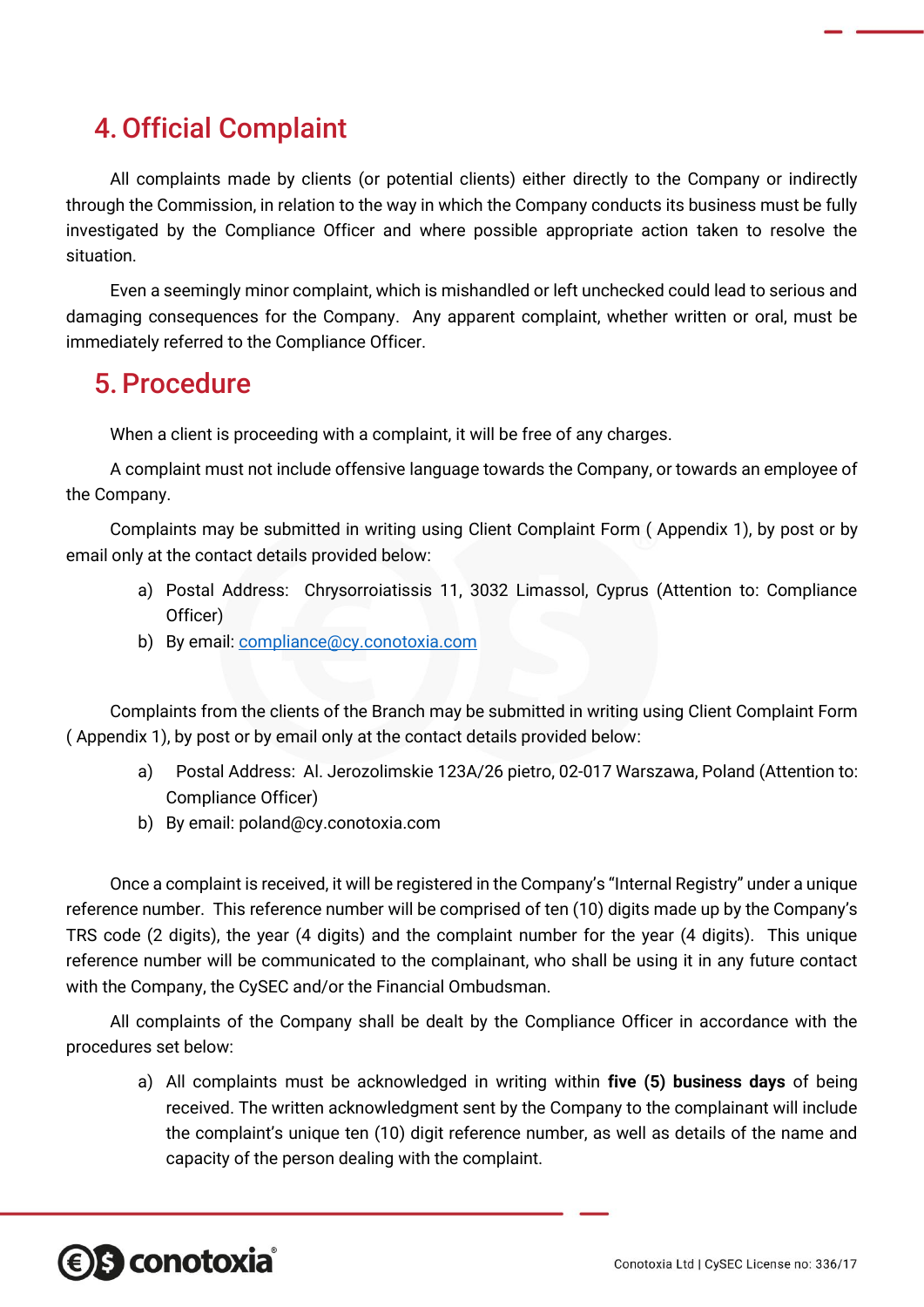## 4. Official Complaint

All complaints made by clients (or potential clients) either directly to the Company or indirectly through the Commission, in relation to the way in which the Company conducts its business must be fully investigated by the Compliance Officer and where possible appropriate action taken to resolve the situation.

Even a seemingly minor complaint, which is mishandled or left unchecked could lead to serious and damaging consequences for the Company. Any apparent complaint, whether written or oral, must be immediately referred to the Compliance Officer.

## 5. Procedure

When a client is proceeding with a complaint, it will be free of any charges.

A complaint must not include offensive language towards the Company, or towards an employee of the Company.

Complaints may be submitted in writing using Client Complaint Form ( Appendix 1), by post or by email only at the contact details provided below:

a) Postal Address: Chrysorroiatissis 11, 3032 Limassol, Cyprus (Attention to: Compliance Officer)
b) By email: compliance@cy.conotoxia.com

Complaints from the clients of the Branch may be submitted in writing using Client Complaint Form ( Appendix 1), by post or by email only at the contact details provided below:

a) Postal Address: Al. Jerozolimskie 123A/26 pietro, 02-017 Warszawa, Poland (Attention to: Compliance Officer)
b) By email: poland@cy.conotoxia.com

Once a complaint is received, it will be registered in the Company's "Internal Registry" under a unique reference number. This reference number will be comprised of ten (10) digits made up by the Company's TRS code (2 digits), the year (4 digits) and the complaint number for the year (4 digits). This unique reference number will be communicated to the complainant, who shall be using it in any future contact with the Company, the CySEC and/or the Financial Ombudsman.

All complaints of the Company shall be dealt by the Compliance Officer in accordance with the procedures set below:

a) All complaints must be acknowledged in writing within **five (5) business days** of being received. The written acknowledgment sent by the Company to the complainant will include the complaint's unique ten (10) digit reference number, as well as details of the name and capacity of the person dealing with the complaint.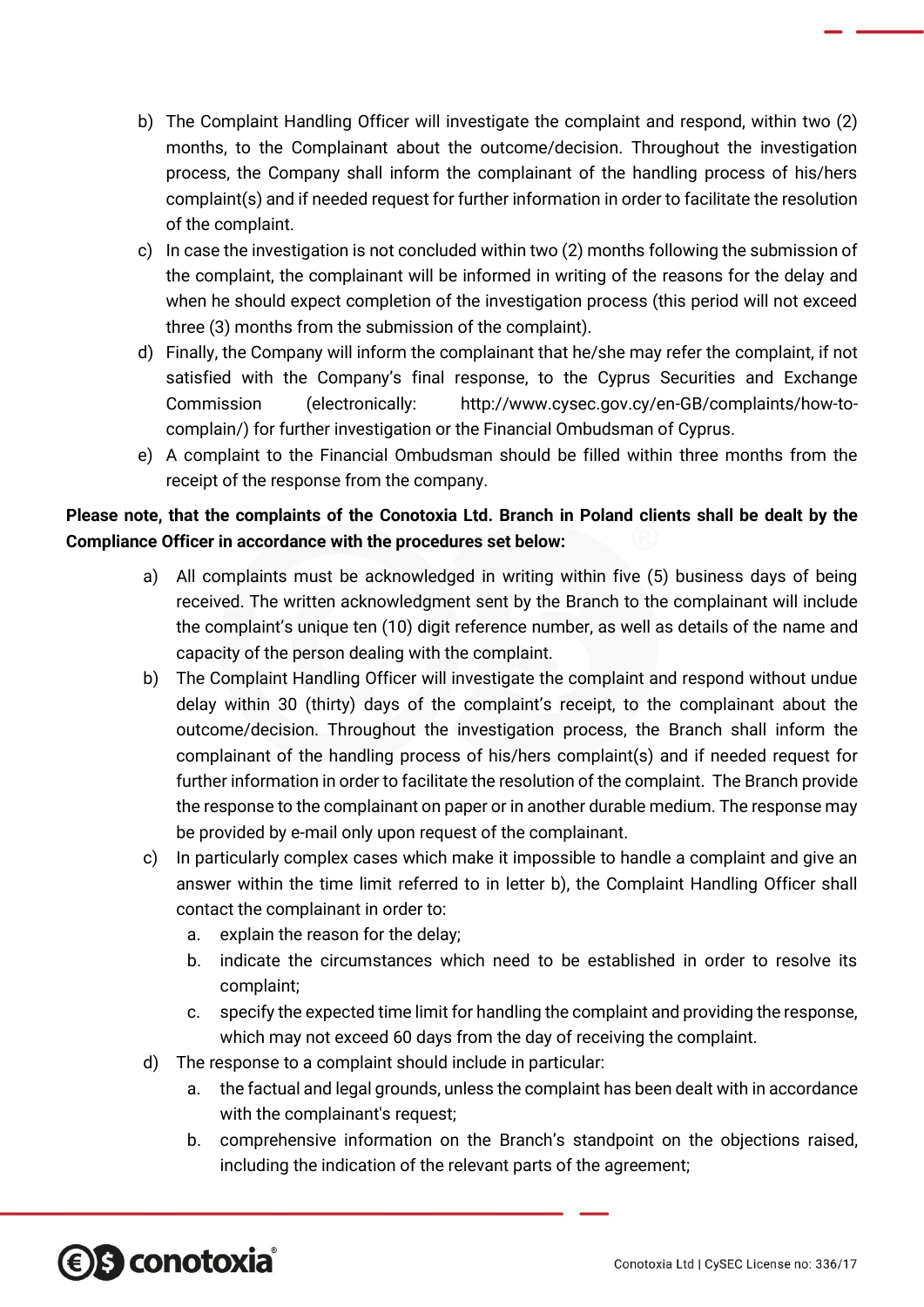b) The Complaint Handling Officer will investigate the complaint and respond, within two (2) months, to the Complainant about the outcome/decision. Throughout the investigation process, the Company shall inform the complainant of the handling process of his/hers complaint(s) and if needed request for further information in order to facilitate the resolution of the complaint.

c) In case the investigation is not concluded within two (2) months following the submission of the complaint, the complainant will be informed in writing of the reasons for the delay and when he should expect completion of the investigation process (this period will not exceed three (3) months from the submission of the complaint).

d) Finally, the Company will inform the complainant that he/she may refer the complaint, if not satisfied with the Company's final response, to the Cyprus Securities and Exchange Commission (electronically: http://www.cysec.gov.cy/en-GB/complaints/how-to-complain/) for further investigation or the Financial Ombudsman of Cyprus.

e) A complaint to the Financial Ombudsman should be filled within three months from the receipt of the response from the company.

**Please note, that the complaints of the Conotoxia Ltd. Branch in Poland clients shall be dealt by the Compliance Officer in accordance with the procedures set below:**

a) All complaints must be acknowledged in writing within five (5) business days of being received. The written acknowledgment sent by the Branch to the complainant will include the complaint's unique ten (10) digit reference number, as well as details of the name and capacity of the person dealing with the complaint.

b) The Complaint Handling Officer will investigate the complaint and respond without undue delay within 30 (thirty) days of the complaint's receipt, to the complainant about the outcome/decision. Throughout the investigation process, the Branch shall inform the complainant of the handling process of his/hers complaint(s) and if needed request for further information in order to facilitate the resolution of the complaint. The Branch provide the response to the complainant on paper or in another durable medium. The response may be provided by e-mail only upon request of the complainant.

c) In particularly complex cases which make it impossible to handle a complaint and give an answer within the time limit referred to in letter b), the Complaint Handling Officer shall contact the complainant in order to:

   a. explain the reason for the delay;

   b. indicate the circumstances which need to be established in order to resolve its complaint;

   c. specify the expected time limit for handling the complaint and providing the response, which may not exceed 60 days from the day of receiving the complaint.

d) The response to a complaint should include in particular:

   a. the factual and legal grounds, unless the complaint has been dealt with in accordance with the complainant's request;

   b. comprehensive information on the Branch's standpoint on the objections raised, including the indication of the relevant parts of the agreement;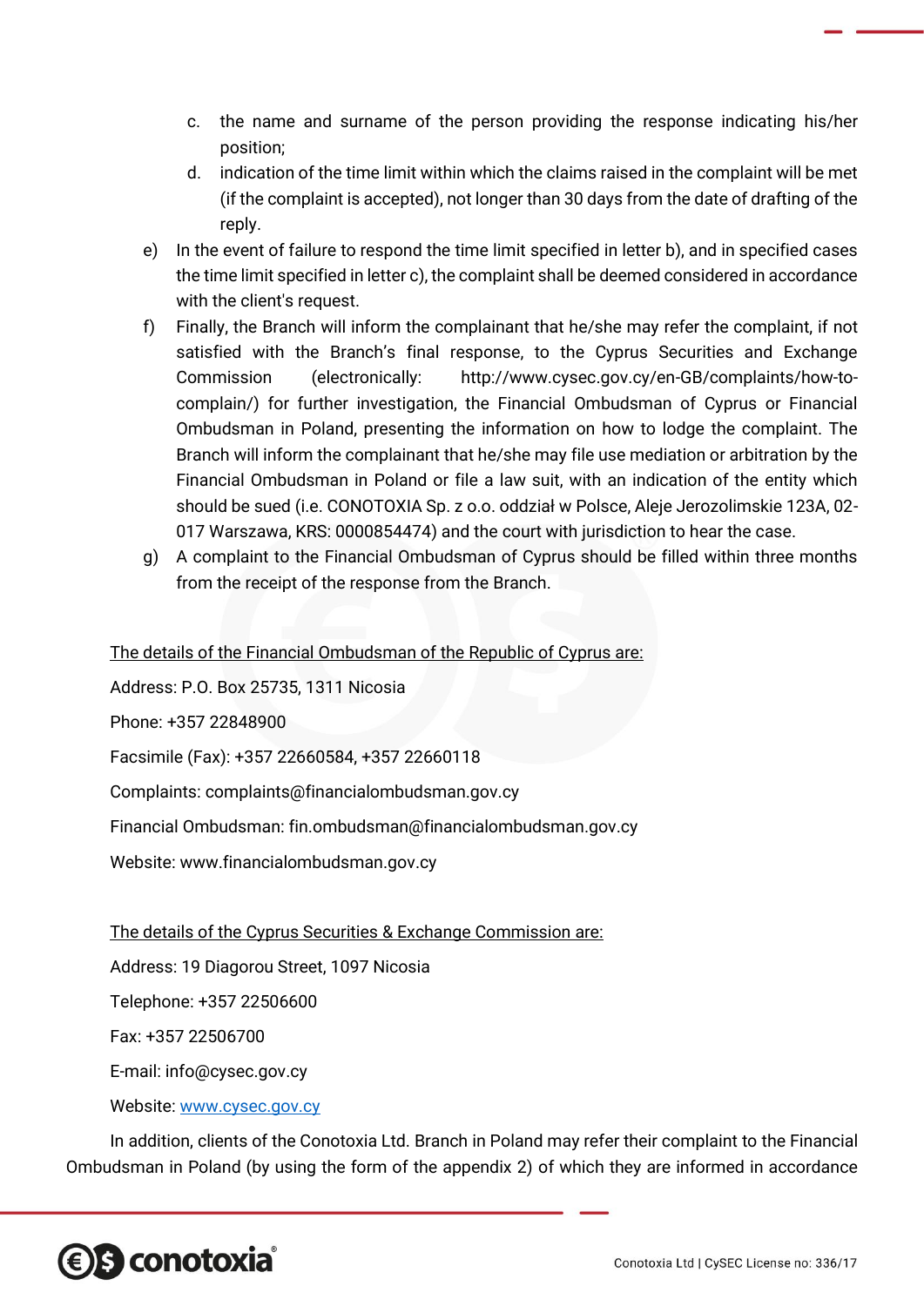c. the name and surname of the person providing the response indicating his/her position;
   d. indication of the time limit within which the claims raised in the complaint will be met (if the complaint is accepted), not longer than 30 days from the date of drafting of the reply.

e) In the event of failure to respond the time limit specified in letter b), and in specified cases the time limit specified in letter c), the complaint shall be deemed considered in accordance with the client's request.

f) Finally, the Branch will inform the complainant that he/she may refer the complaint, if not satisfied with the Branch's final response, to the Cyprus Securities and Exchange Commission (electronically: http://www.cysec.gov.cy/en-GB/complaints/how-to-complain/) for further investigation, the Financial Ombudsman of Cyprus or Financial Ombudsman in Poland, presenting the information on how to lodge the complaint. The Branch will inform the complainant that he/she may file use mediation or arbitration by the Financial Ombudsman in Poland or file a law suit, with an indication of the entity which should be sued (i.e. CONOTOXIA Sp. z o.o. oddział w Polsce, Aleje Jerozolimskie 123A, 02-017 Warszawa, KRS: 0000854474) and the court with jurisdiction to hear the case.

g) A complaint to the Financial Ombudsman of Cyprus should be filled within three months from the receipt of the response from the Branch.

The details of the Financial Ombudsman of the Republic of Cyprus are:

Address: P.O. Box 25735, 1311 Nicosia

Phone: +357 22848900

Facsimile (Fax): +357 22660584, +357 22660118

Complaints: complaints@financialombudsman.gov.cy

Financial Ombudsman: fin.ombudsman@financialombudsman.gov.cy

Website: www.financialombudsman.gov.cy

The details of the Cyprus Securities & Exchange Commission are:

Address: 19 Diagorou Street, 1097 Nicosia

Telephone: +357 22506600

Fax: +357 22506700

E-mail: info@cysec.gov.cy

Website: www.cysec.gov.cy

In addition, clients of the Conotoxia Ltd. Branch in Poland may refer their complaint to the Financial Ombudsman in Poland (by using the form of the appendix 2) of which they are informed in accordance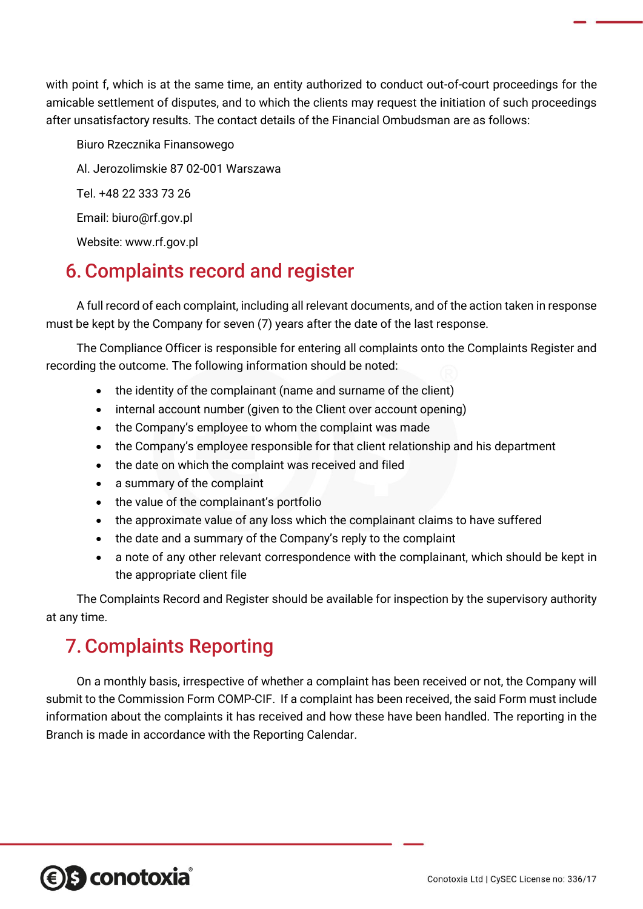with point f, which is at the same time, an entity authorized to conduct out-of-court proceedings for the amicable settlement of disputes, and to which the clients may request the initiation of such proceedings after unsatisfactory results. The contact details of the Financial Ombudsman are as follows:

Biuro Rzecznika Finansowego

Al. Jerozolimskie 87 02-001 Warszawa

Tel. +48 22 333 73 26

Email: biuro@rf.gov.pl

Website: www.rf.gov.pl

## 6. Complaints record and register

A full record of each complaint, including all relevant documents, and of the action taken in response must be kept by the Company for seven (7) years after the date of the last response.

The Compliance Officer is responsible for entering all complaints onto the Complaints Register and recording the outcome. The following information should be noted:

- the identity of the complainant (name and surname of the client)
- internal account number (given to the Client over account opening)
- the Company's employee to whom the complaint was made
- the Company's employee responsible for that client relationship and his department
- the date on which the complaint was received and filed
- a summary of the complaint
- the value of the complainant's portfolio
- the approximate value of any loss which the complainant claims to have suffered
- the date and a summary of the Company's reply to the complaint
- a note of any other relevant correspondence with the complainant, which should be kept in the appropriate client file

The Complaints Record and Register should be available for inspection by the supervisory authority at any time.

## 7. Complaints Reporting

On a monthly basis, irrespective of whether a complaint has been received or not, the Company will submit to the Commission Form COMP-CIF. If a complaint has been received, the said Form must include information about the complaints it has received and how these have been handled. The reporting in the Branch is made in accordance with the Reporting Calendar.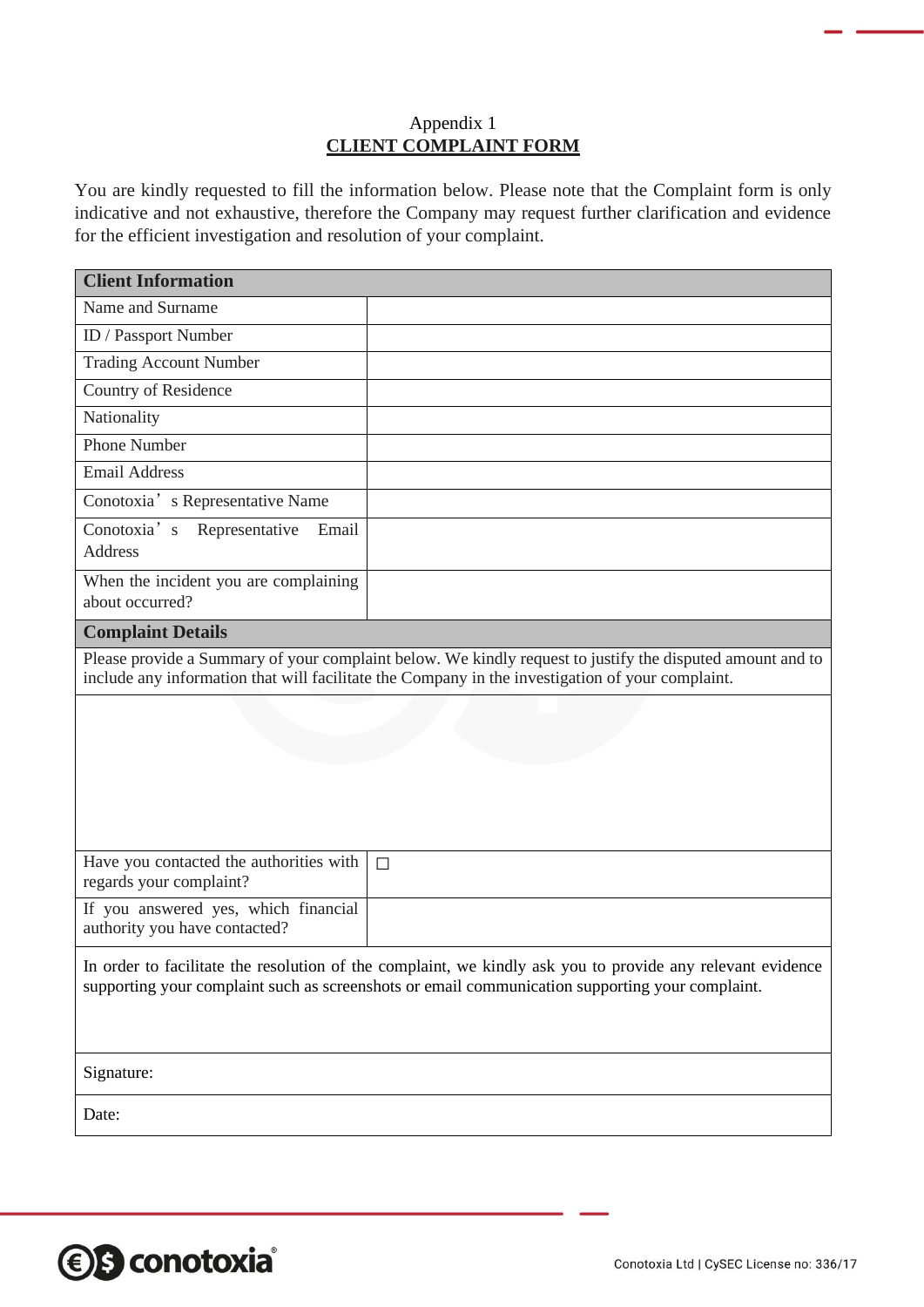Appendix 1

## CLIENT COMPLAINT FORM

You are kindly requested to fill the information below. Please note that the Complaint form is only indicative and not exhaustive, therefore the Company may request further clarification and evidence for the efficient investigation and resolution of your complaint.

| **Client Information** | |
|---|---|
| Name and Surname | |
| ID / Passport Number | |
| Trading Account Number | |
| Country of Residence | |
| Nationality | |
| Phone Number | |
| Email Address | |
| Conotoxia's Representative Name | |
| Conotoxia's Representative Email Address | |
| When the incident you are complaining about occurred? | |
| **Complaint Details** | |
| Please provide a Summary of your complaint below. We kindly request to justify the disputed amount and to include any information that will facilitate the Company in the investigation of your complaint. | |
| | |
| Have you contacted the authorities with regards your complaint? | ☐ |
| If you answered yes, which financial authority you have contacted? | |
| In order to facilitate the resolution of the complaint, we kindly ask you to provide any relevant evidence supporting your complaint such as screenshots or email communication supporting your complaint. | |
| Signature: | |
| Date: | |

Conotoxia Ltd | CySEC License no: 336/17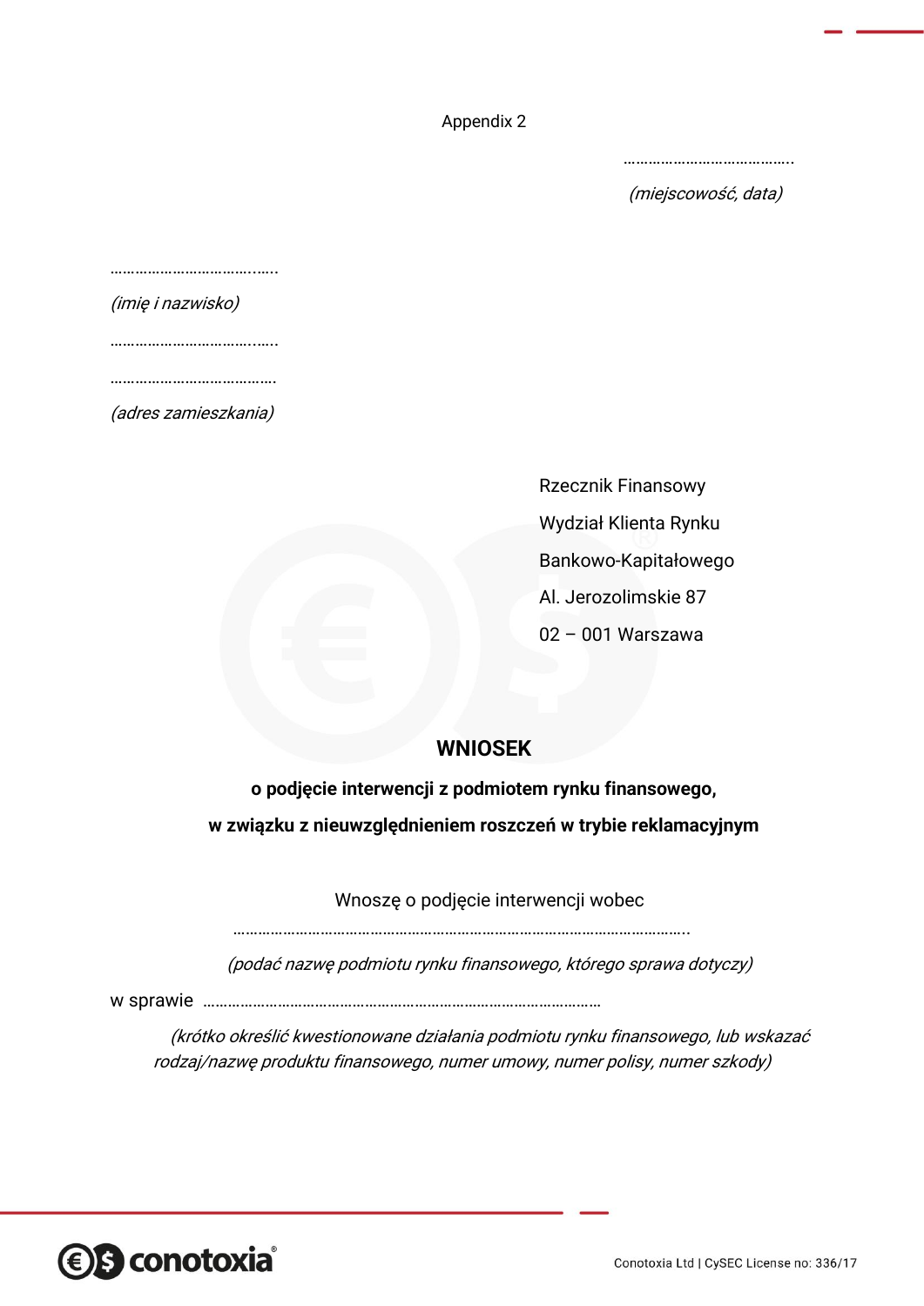Appendix 2

……………………………….

*(miejscowość, data)*

……………………………..….

*(imię i nazwisko)*

……………………………..….

………………………………….

*(adres zamieszkania)*

Rzecznik Finansowy

Wydział Klienta Rynku

Bankowo-Kapitałowego

Al. Jerozolimskie 87

02 – 001 Warszawa

**WNIOSEK**

**o podjęcie interwencji z podmiotem rynku finansowego,**

**w związku z nieuwzględnieniem roszczeń w trybie reklamacyjnym**

Wnoszę o podjęcie interwencji wobec

…………………………………………………………………………………………..

*(podać nazwę podmiotu rynku finansowego, którego sprawa dotyczy)*

w sprawie ………………………………………………………………………………

*(krótko określić kwestionowane działania podmiotu rynku finansowego, lub wskazać rodzaj/nazwę produktu finansowego, numer umowy, numer polisy, numer szkody)*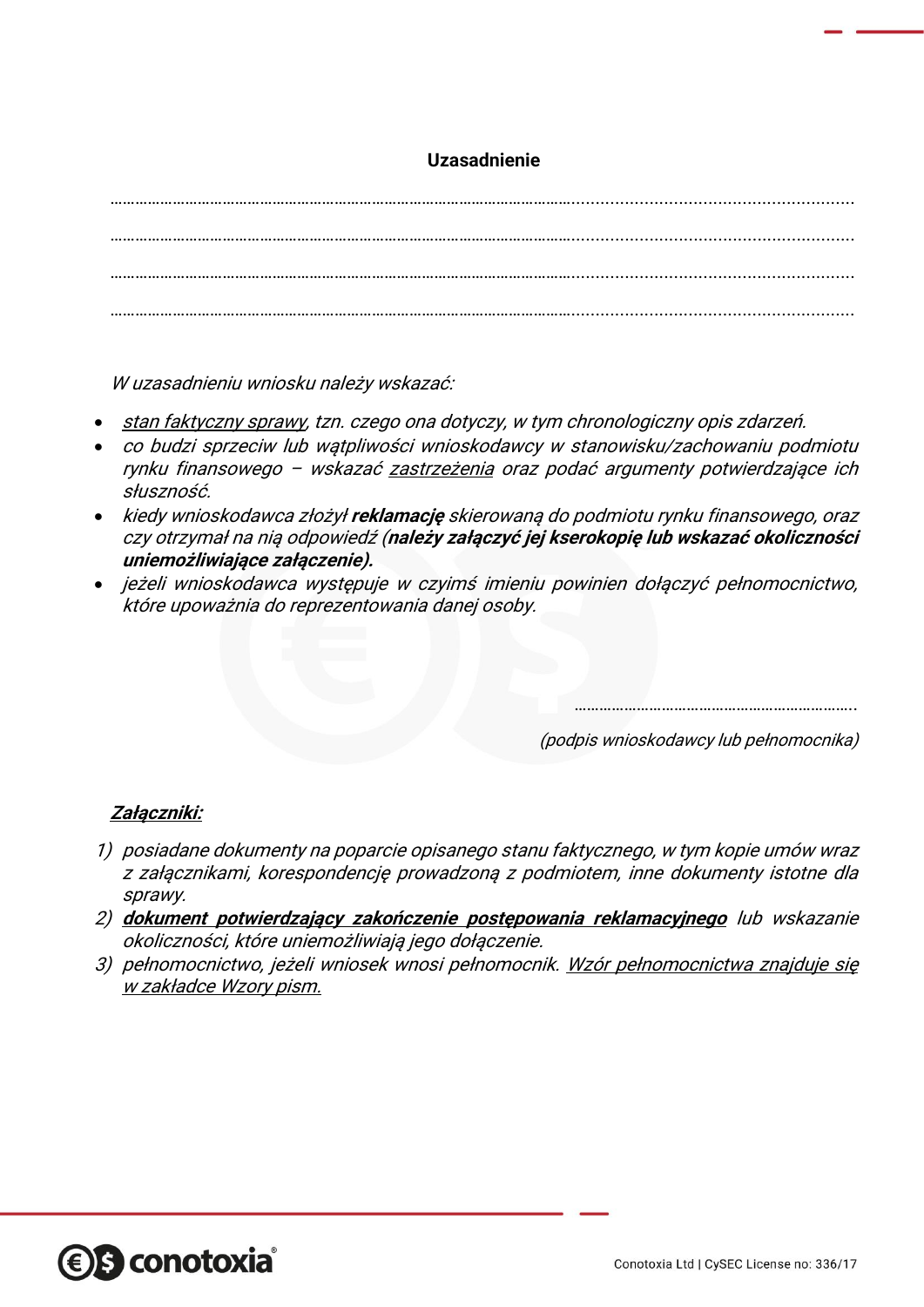**Uzasadnienie**

…………………………………………………………………………………………………………………………………

…………………………………………………………………………………………………………………………………

…………………………………………………………………………………………………………………………………

…………………………………………………………………………………………………………………………………

*W uzasadnieniu wniosku należy wskazać:*

- *stan faktyczny sprawy, tzn. czego ona dotyczy, w tym chronologiczny opis zdarzeń.*
- *co budzi sprzeciw lub wątpliwości wnioskodawcy w stanowisku/zachowaniu podmiotu rynku finansowego – wskazać zastrzeżenia oraz podać argumenty potwierdzające ich słuszność.*
- *kiedy wnioskodawca złożył **reklamację** skierowaną do podmiotu rynku finansowego, oraz czy otrzymał na nią odpowiedź (**należy załączyć jej kserokopię lub wskazać okoliczności uniemożliwiające załączenie).***
- *jeżeli wnioskodawca występuje w czyimś imieniu powinien dołączyć pełnomocnictwo, które upoważnia do reprezentowania danej osoby.*

…………………………………………………………..

*(podpis wnioskodawcy lub pełnomocnika)*

***Załączniki:***

1) *posiadane dokumenty na poparcie opisanego stanu faktycznego, w tym kopie umów wraz z załącznikami, korespondencję prowadzoną z podmiotem, inne dokumenty istotne dla sprawy.*
2) ***dokument potwierdzający zakończenie postępowania reklamacyjnego** lub wskazanie okoliczności, które uniemożliwiają jego dołączenie.*
3) *pełnomocnictwo, jeżeli wniosek wnosi pełnomocnik. Wzór pełnomocnictwa znajduje się w zakładce Wzory pism.*